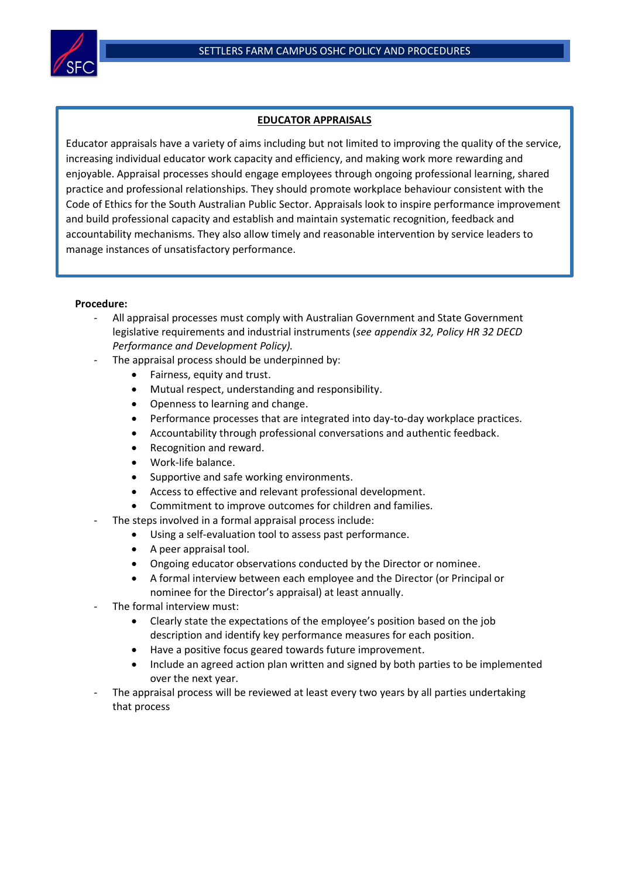## EDUCATOR APPRAISALS

Educator appraisals have a variety of aims including but not limited to improving the quality of the service, increasing individual educator work capacity and efficiency, and making work more rewarding and enjoyable. Appraisal processes should engage employees through ongoing professional learning, shared practice and professional relationships. They should promote workplace behaviour consistent with the Code of Ethics for the South Australian Public Sector. Appraisals look to inspire performance improvement and build professional capacity and establish and maintain systematic recognition, feedback and accountability mechanisms. They also allow timely and reasonable intervention by service leaders to manage instances of unsatisfactory performance.

**Procedure:**

- All appraisal processes must comply with Australian Government and State Government legislative requirements and industrial instruments (*see appendix 32, Policy HR 32 DECD Performance and Development Policy).*
- The appraisal process should be underpinned by:
  - Fairness, equity and trust.
  - Mutual respect, understanding and responsibility.
  - Openness to learning and change.
  - Performance processes that are integrated into day-to-day workplace practices.
  - Accountability through professional conversations and authentic feedback.
  - Recognition and reward.
  - Work-life balance.
  - Supportive and safe working environments.
  - Access to effective and relevant professional development.
  - Commitment to improve outcomes for children and families.
- The steps involved in a formal appraisal process include:
  - Using a self-evaluation tool to assess past performance.
  - A peer appraisal tool.
  - Ongoing educator observations conducted by the Director or nominee.
  - A formal interview between each employee and the Director (or Principal or nominee for the Director's appraisal) at least annually.
- The formal interview must:
  - Clearly state the expectations of the employee's position based on the job description and identify key performance measures for each position.
  - Have a positive focus geared towards future improvement.
  - Include an agreed action plan written and signed by both parties to be implemented over the next year.
- The appraisal process will be reviewed at least every two years by all parties undertaking that process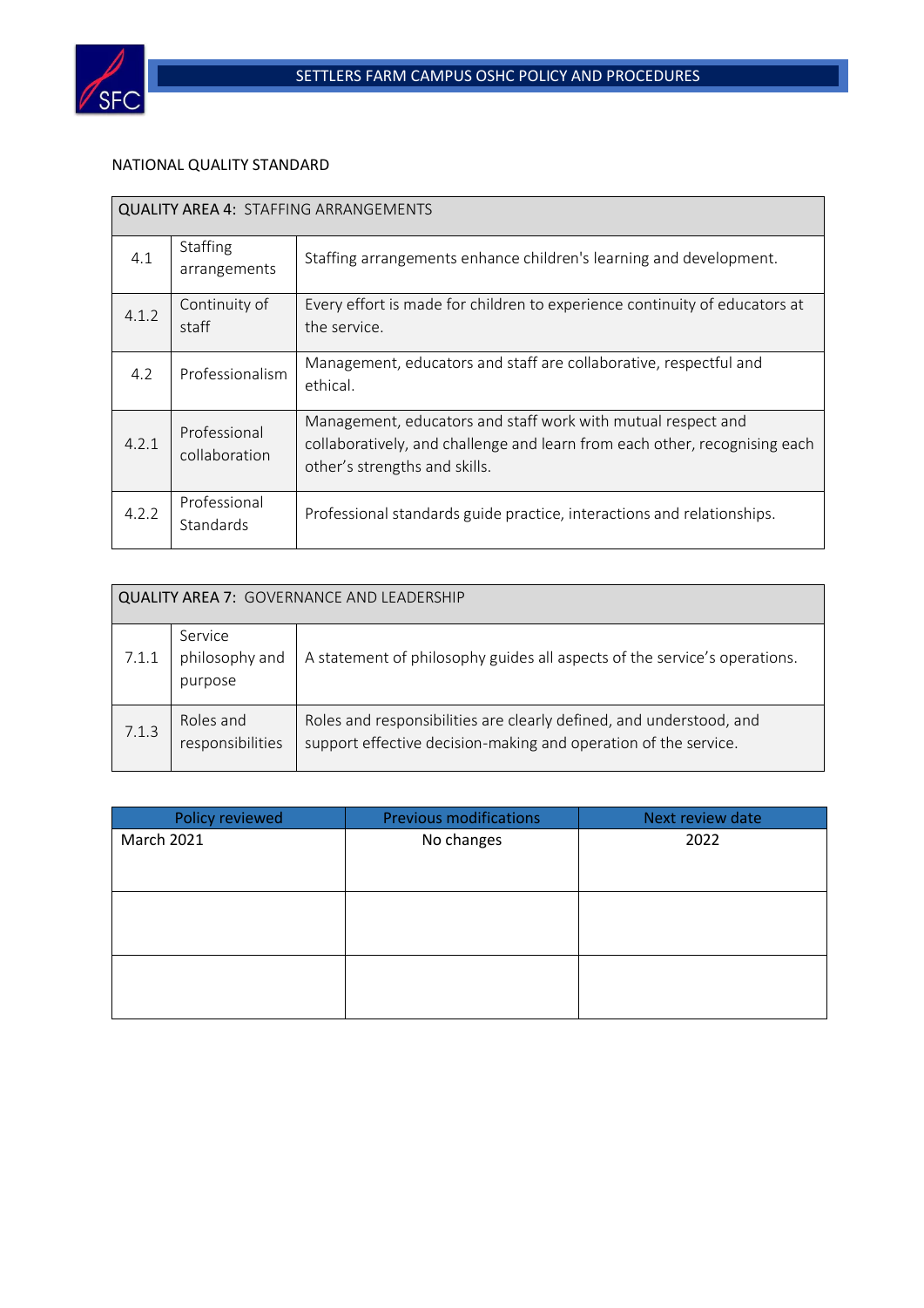NATIONAL QUALITY STANDARD

| QUALITY AREA 4: STAFFING ARRANGEMENTS | | |
| --- | --- | --- |
| 4.1 | Staffing arrangements | Staffing arrangements enhance children's learning and development. |
| 4.1.2 | Continuity of staff | Every effort is made for children to experience continuity of educators at the service. |
| 4.2 | Professionalism | Management, educators and staff are collaborative, respectful and ethical. |
| 4.2.1 | Professional collaboration | Management, educators and staff work with mutual respect and collaboratively, and challenge and learn from each other, recognising each other's strengths and skills. |
| 4.2.2 | Professional Standards | Professional standards guide practice, interactions and relationships. |

| QUALITY AREA 7: GOVERNANCE AND LEADERSHIP | | |
| --- | --- | --- |
| 7.1.1 | Service philosophy and purpose | A statement of philosophy guides all aspects of the service's operations. |
| 7.1.3 | Roles and responsibilities | Roles and responsibilities are clearly defined, and understood, and support effective decision-making and operation of the service. |

| Policy reviewed | Previous modifications | Next review date |
| --- | --- | --- |
| March 2021 | No changes | 2022 |
| | | |
| | | |